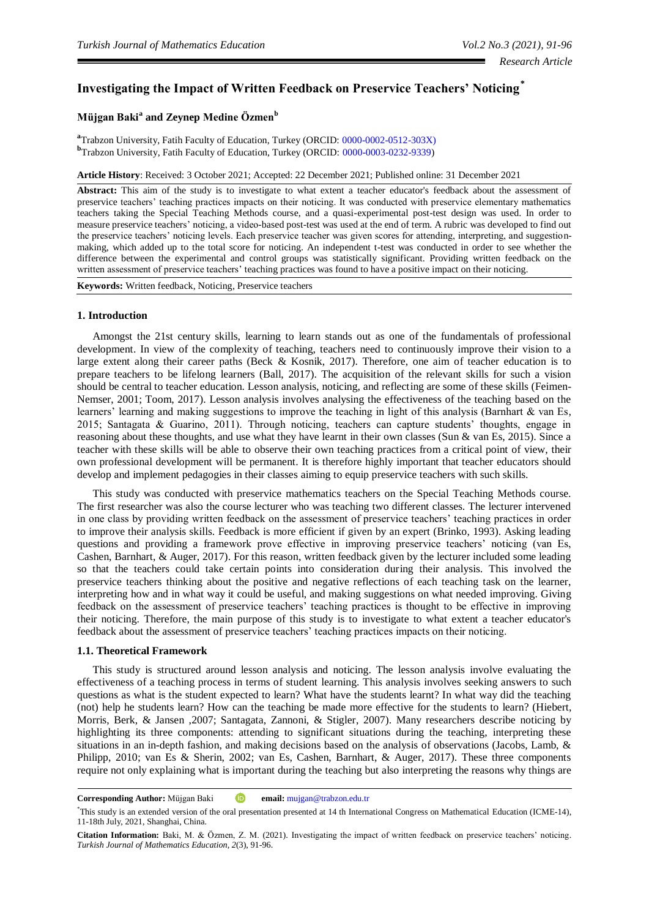# Investigating the Impact of Written Feedback on Preservice Teachers' Noticing*

**Müjgan Baki[a] and Zeynep Medine Özmen[b]**

[a]Trabzon University, Fatih Faculty of Education, Turkey (ORCID: 0000-0002-0512-303X)
[b]Trabzon University, Fatih Faculty of Education, Turkey (ORCID: 0000-0003-0232-9339)

**Article History**: Received: 3 October 2021; Accepted: 22 December 2021; Published online: 31 December 2021

**Abstract:** This aim of the study is to investigate to what extent a teacher educator's feedback about the assessment of preservice teachers' teaching practices impacts on their noticing. It was conducted with preservice elementary mathematics teachers taking the Special Teaching Methods course, and a quasi-experimental post-test design was used. In order to measure preservice teachers' noticing, a video-based post-test was used at the end of term. A rubric was developed to find out the preservice teachers' noticing levels. Each preservice teacher was given scores for attending, interpreting, and suggestion-making, which added up to the total score for noticing. An independent t-test was conducted in order to see whether the difference between the experimental and control groups was statistically significant. Providing written feedback on the written assessment of preservice teachers' teaching practices was found to have a positive impact on their noticing.

**Keywords:** Written feedback, Noticing, Preservice teachers

## 1. Introduction

Amongst the 21st century skills, learning to learn stands out as one of the fundamentals of professional development. In view of the complexity of teaching, teachers need to continuously improve their vision to a large extent along their career paths (Beck & Kosnik, 2017). Therefore, one aim of teacher education is to prepare teachers to be lifelong learners (Ball, 2017). The acquisition of the relevant skills for such a vision should be central to teacher education. Lesson analysis, noticing, and reflecting are some of these skills (Feimen-Nemser, 2001; Toom, 2017). Lesson analysis involves analysing the effectiveness of the teaching based on the learners' learning and making suggestions to improve the teaching in light of this analysis (Barnhart & van Es, 2015; Santagata & Guarino, 2011). Through noticing, teachers can capture students' thoughts, engage in reasoning about these thoughts, and use what they have learnt in their own classes (Sun & van Es, 2015). Since a teacher with these skills will be able to observe their own teaching practices from a critical point of view, their own professional development will be permanent. It is therefore highly important that teacher educators should develop and implement pedagogies in their classes aiming to equip preservice teachers with such skills.

This study was conducted with preservice mathematics teachers on the Special Teaching Methods course. The first researcher was also the course lecturer who was teaching two different classes. The lecturer intervened in one class by providing written feedback on the assessment of preservice teachers' teaching practices in order to improve their analysis skills. Feedback is more efficient if given by an expert (Brinko, 1993). Asking leading questions and providing a framework prove effective in improving preservice teachers' noticing (van Es, Cashen, Barnhart, & Auger, 2017). For this reason, written feedback given by the lecturer included some leading so that the teachers could take certain points into consideration during their analysis. This involved the preservice teachers thinking about the positive and negative reflections of each teaching task on the learner, interpreting how and in what way it could be useful, and making suggestions on what needed improving. Giving feedback on the assessment of preservice teachers' teaching practices is thought to be effective in improving their noticing. Therefore, the main purpose of this study is to investigate to what extent a teacher educator's feedback about the assessment of preservice teachers' teaching practices impacts on their noticing.

### 1.1. Theoretical Framework

This study is structured around lesson analysis and noticing. The lesson analysis involve evaluating the effectiveness of a teaching process in terms of student learning. This analysis involves seeking answers to such questions as what is the student expected to learn? What have the students learnt? In what way did the teaching (not) help he students learn? How can the teaching be made more effective for the students to learn? (Hiebert, Morris, Berk, & Jansen ,2007; Santagata, Zannoni, & Stigler, 2007). Many researchers describe noticing by highlighting its three components: attending to significant situations during the teaching, interpreting these situations in an in-depth fashion, and making decisions based on the analysis of observations (Jacobs, Lamb, & Philipp, 2010; van Es & Sherin, 2002; van Es, Cashen, Barnhart, & Auger, 2017). These three components require not only explaining what is important during the teaching but also interpreting the reasons why things are

**Corresponding Author:** Müjgan Baki **email:** mujgan@trabzon.edu.tr

*This study is an extended version of the oral presentation presented at 14 th International Congress on Mathematical Education (ICME-14), 11-18th July, 2021, Shanghai, China.

**Citation Information:** Baki, M. & Özmen, Z. M. (2021). Investigating the impact of written feedback on preservice teachers' noticing. *Turkish Journal of Mathematics Education, 2*(3), 91-96.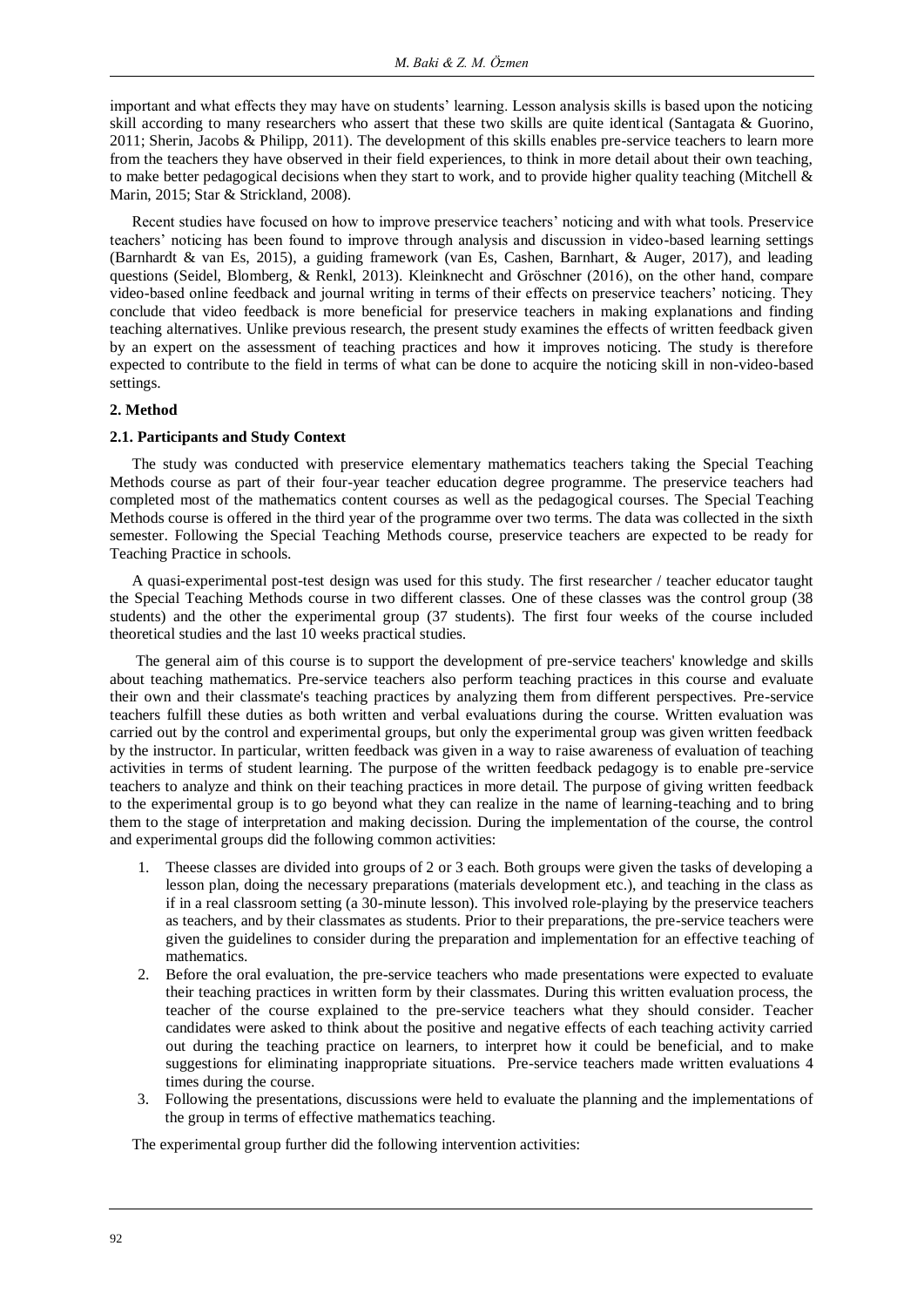important and what effects they may have on students' learning. Lesson analysis skills is based upon the noticing skill according to many researchers who assert that these two skills are quite identical (Santagata & Guorino, 2011; Sherin, Jacobs & Philipp, 2011). The development of this skills enables pre-service teachers to learn more from the teachers they have observed in their field experiences, to think in more detail about their own teaching, to make better pedagogical decisions when they start to work, and to provide higher quality teaching (Mitchell & Marin, 2015; Star & Strickland, 2008).

Recent studies have focused on how to improve preservice teachers' noticing and with what tools. Preservice teachers' noticing has been found to improve through analysis and discussion in video-based learning settings (Barnhardt & van Es, 2015), a guiding framework (van Es, Cashen, Barnhart, & Auger, 2017), and leading questions (Seidel, Blomberg, & Renkl, 2013). Kleinknecht and Gröschner (2016), on the other hand, compare video-based online feedback and journal writing in terms of their effects on preservice teachers' noticing. They conclude that video feedback is more beneficial for preservice teachers in making explanations and finding teaching alternatives. Unlike previous research, the present study examines the effects of written feedback given by an expert on the assessment of teaching practices and how it improves noticing. The study is therefore expected to contribute to the field in terms of what can be done to acquire the noticing skill in non-video-based settings.

## 2. Method

### 2.1. Participants and Study Context

The study was conducted with preservice elementary mathematics teachers taking the Special Teaching Methods course as part of their four-year teacher education degree programme. The preservice teachers had completed most of the mathematics content courses as well as the pedagogical courses. The Special Teaching Methods course is offered in the third year of the programme over two terms. The data was collected in the sixth semester. Following the Special Teaching Methods course, preservice teachers are expected to be ready for Teaching Practice in schools.

A quasi-experimental post-test design was used for this study. The first researcher / teacher educator taught the Special Teaching Methods course in two different classes. One of these classes was the control group (38 students) and the other the experimental group (37 students). The first four weeks of the course included theoretical studies and the last 10 weeks practical studies.

The general aim of this course is to support the development of pre-service teachers' knowledge and skills about teaching mathematics. Pre-service teachers also perform teaching practices in this course and evaluate their own and their classmate's teaching practices by analyzing them from different perspectives. Pre-service teachers fulfill these duties as both written and verbal evaluations during the course. Written evaluation was carried out by the control and experimental groups, but only the experimental group was given written feedback by the instructor. In particular, written feedback was given in a way to raise awareness of evaluation of teaching activities in terms of student learning. The purpose of the written feedback pedagogy is to enable pre-service teachers to analyze and think on their teaching practices in more detail. The purpose of giving written feedback to the experimental group is to go beyond what they can realize in the name of learning-teaching and to bring them to the stage of interpretation and making decission. During the implementation of the course, the control and experimental groups did the following common activities:

1. Theese classes are divided into groups of 2 or 3 each. Both groups were given the tasks of developing a lesson plan, doing the necessary preparations (materials development etc.), and teaching in the class as if in a real classroom setting (a 30-minute lesson). This involved role-playing by the preservice teachers as teachers, and by their classmates as students. Prior to their preparations, the pre-service teachers were given the guidelines to consider during the preparation and implementation for an effective teaching of mathematics.
2. Before the oral evaluation, the pre-service teachers who made presentations were expected to evaluate their teaching practices in written form by their classmates. During this written evaluation process, the teacher of the course explained to the pre-service teachers what they should consider. Teacher candidates were asked to think about the positive and negative effects of each teaching activity carried out during the teaching practice on learners, to interpret how it could be beneficial, and to make suggestions for eliminating inappropriate situations. Pre-service teachers made written evaluations 4 times during the course.
3. Following the presentations, discussions were held to evaluate the planning and the implementations of the group in terms of effective mathematics teaching.

The experimental group further did the following intervention activities: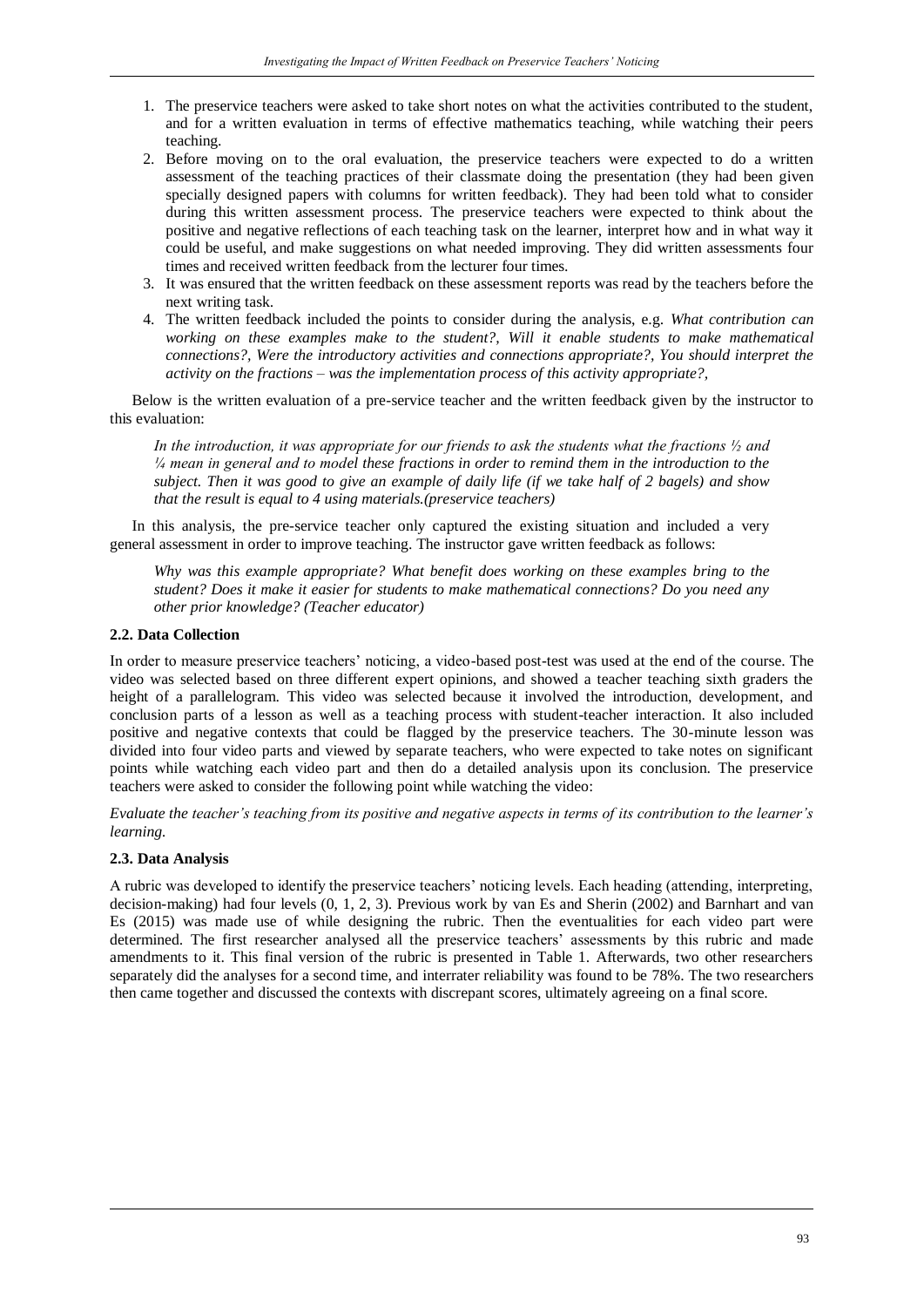1. The preservice teachers were asked to take short notes on what the activities contributed to the student, and for a written evaluation in terms of effective mathematics teaching, while watching their peers teaching.
2. Before moving on to the oral evaluation, the preservice teachers were expected to do a written assessment of the teaching practices of their classmate doing the presentation (they had been given specially designed papers with columns for written feedback). They had been told what to consider during this written assessment process. The preservice teachers were expected to think about the positive and negative reflections of each teaching task on the learner, interpret how and in what way it could be useful, and make suggestions on what needed improving. They did written assessments four times and received written feedback from the lecturer four times.
3. It was ensured that the written feedback on these assessment reports was read by the teachers before the next writing task.
4. The written feedback included the points to consider during the analysis, e.g. *What contribution can working on these examples make to the student?, Will it enable students to make mathematical connections?, Were the introductory activities and connections appropriate?, You should interpret the activity on the fractions – was the implementation process of this activity appropriate?,*

Below is the written evaluation of a pre-service teacher and the written feedback given by the instructor to this evaluation:

> *In the introduction, it was appropriate for our friends to ask the students what the fractions ½ and ¼ mean in general and to model these fractions in order to remind them in the introduction to the subject. Then it was good to give an example of daily life (if we take half of 2 bagels) and show that the result is equal to 4 using materials.(preservice teachers)*

In this analysis, the pre-service teacher only captured the existing situation and included a very general assessment in order to improve teaching. The instructor gave written feedback as follows:

> *Why was this example appropriate? What benefit does working on these examples bring to the student? Does it make it easier for students to make mathematical connections? Do you need any other prior knowledge? (Teacher educator)*

### 2.2. Data Collection

In order to measure preservice teachers' noticing, a video-based post-test was used at the end of the course. The video was selected based on three different expert opinions, and showed a teacher teaching sixth graders the height of a parallelogram. This video was selected because it involved the introduction, development, and conclusion parts of a lesson as well as a teaching process with student-teacher interaction. It also included positive and negative contexts that could be flagged by the preservice teachers. The 30-minute lesson was divided into four video parts and viewed by separate teachers, who were expected to take notes on significant points while watching each video part and then do a detailed analysis upon its conclusion. The preservice teachers were asked to consider the following point while watching the video:

*Evaluate the teacher's teaching from its positive and negative aspects in terms of its contribution to the learner's learning.*

### 2.3. Data Analysis

A rubric was developed to identify the preservice teachers' noticing levels. Each heading (attending, interpreting, decision-making) had four levels (0, 1, 2, 3). Previous work by van Es and Sherin (2002) and Barnhart and van Es (2015) was made use of while designing the rubric. Then the eventualities for each video part were determined. The first researcher analysed all the preservice teachers' assessments by this rubric and made amendments to it. This final version of the rubric is presented in Table 1. Afterwards, two other researchers separately did the analyses for a second time, and interrater reliability was found to be 78%. The two researchers then came together and discussed the contexts with discrepant scores, ultimately agreeing on a final score.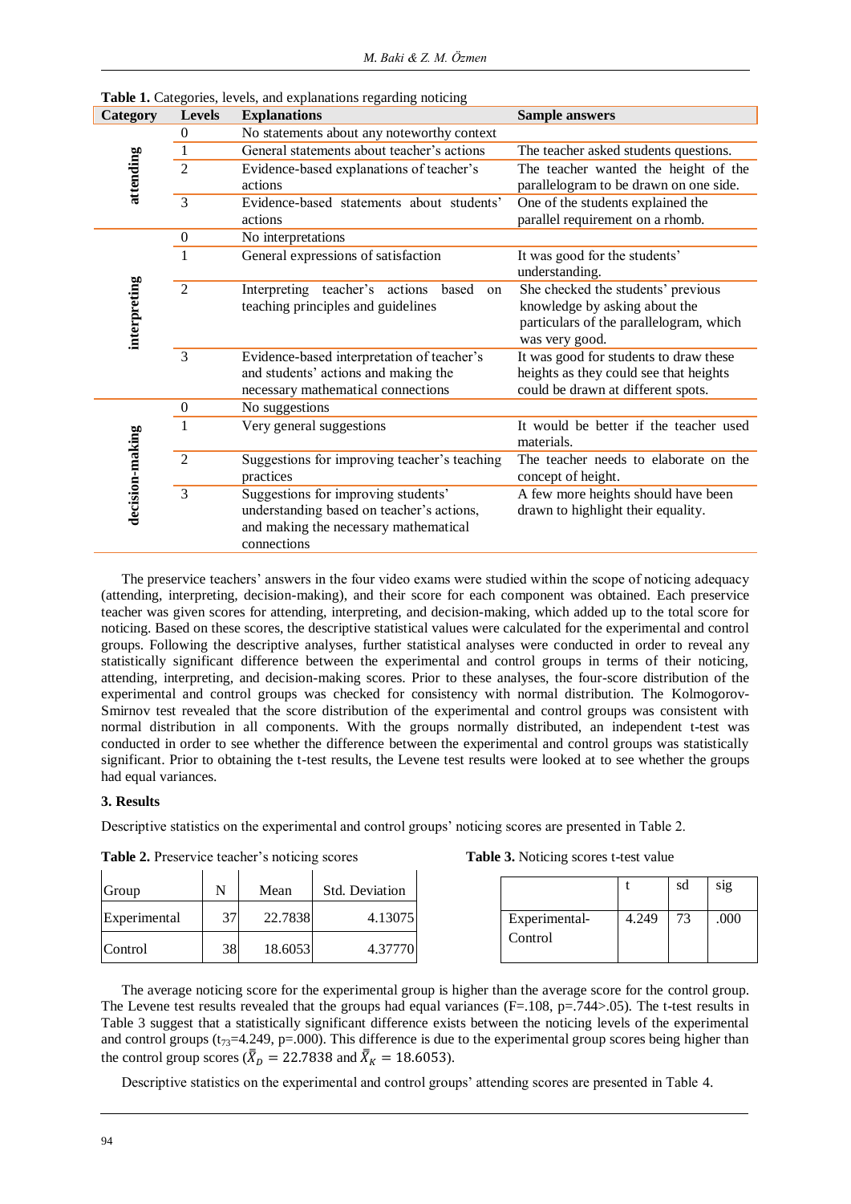**Table 1.** Categories, levels, and explanations regarding noticing

| Category | Levels | Explanations | Sample answers |
|---|---|---|---|
| attending | 0 | No statements about any noteworthy context | |
| | 1 | General statements about teacher's actions | The teacher asked students questions. |
| | 2 | Evidence-based explanations of teacher's actions | The teacher wanted the height of the parallelogram to be drawn on one side. |
| | 3 | Evidence-based statements about students' actions | One of the students explained the parallel requirement on a rhomb. |
| interpreting | 0 | No interpretations | |
| | 1 | General expressions of satisfaction | It was good for the students' understanding. |
| | 2 | Interpreting teacher's actions based on teaching principles and guidelines | She checked the students' previous knowledge by asking about the particulars of the parallelogram, which was very good. |
| | 3 | Evidence-based interpretation of teacher's and students' actions and making the necessary mathematical connections | It was good for students to draw these heights as they could see that heights could be drawn at different spots. |
| decision-making | 0 | No suggestions | |
| | 1 | Very general suggestions | It would be better if the teacher used materials. |
| | 2 | Suggestions for improving teacher's teaching practices | The teacher needs to elaborate on the concept of height. |
| | 3 | Suggestions for improving students' understanding based on teacher's actions, and making the necessary mathematical connections | A few more heights should have been drawn to highlight their equality. |

The preservice teachers' answers in the four video exams were studied within the scope of noticing adequacy (attending, interpreting, decision-making), and their score for each component was obtained. Each preservice teacher was given scores for attending, interpreting, and decision-making, which added up to the total score for noticing. Based on these scores, the descriptive statistical values were calculated for the experimental and control groups. Following the descriptive analyses, further statistical analyses were conducted in order to reveal any statistically significant difference between the experimental and control groups in terms of their noticing, attending, interpreting, and decision-making scores. Prior to these analyses, the four-score distribution of the experimental and control groups was checked for consistency with normal distribution. The Kolmogorov-Smirnov test revealed that the score distribution of the experimental and control groups was consistent with normal distribution in all components. With the groups normally distributed, an independent t-test was conducted in order to see whether the difference between the experimental and control groups was statistically significant. Prior to obtaining the t-test results, the Levene test results were looked at to see whether the groups had equal variances.

## 3. Results

Descriptive statistics on the experimental and control groups' noticing scores are presented in Table 2.

**Table 2.** Preservice teacher's noticing scores

| Group | N | Mean | Std. Deviation |
|---|---|---|---|
| Experimental | 37 | 22.7838 | 4.13075 |
| Control | 38 | 18.6053 | 4.37770 |

**Table 3.** Noticing scores t-test value

| | t | sd | sig |
|---|---|---|---|
| Experimental-Control | 4.249 | 73 | .000 |

The average noticing score for the experimental group is higher than the average score for the control group. The Levene test results revealed that the groups had equal variances (F=.108, p=.744>.05). The t-test results in Table 3 suggest that a statistically significant difference exists between the noticing levels of the experimental and control groups ($t_{73}$=4.249, p=.000). This difference is due to the experimental group scores being higher than the control group scores ($\bar{\bar{X}}_D = 22.7838$ and $\bar{\bar{X}}_K = 18.6053$).

Descriptive statistics on the experimental and control groups' attending scores are presented in Table 4.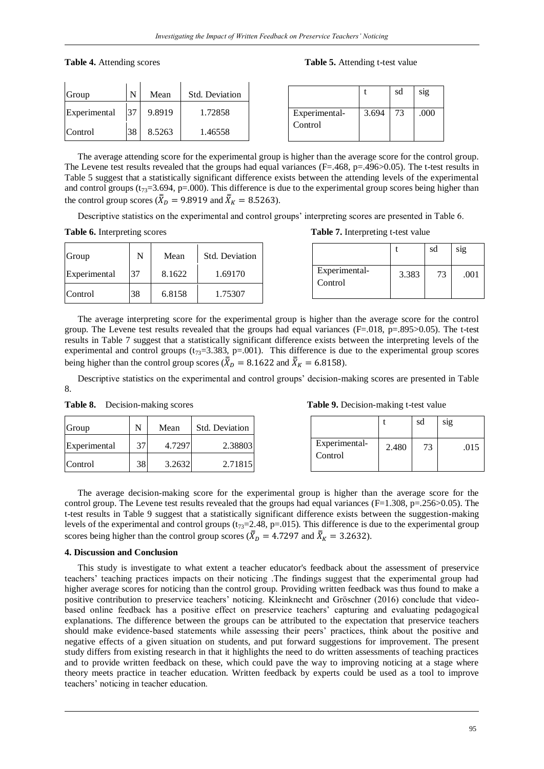**Table 4.** Attending scores

| Group | N | Mean | Std. Deviation |
|---|---|---|---|
| Experimental | 37 | 9.8919 | 1.72858 |
| Control | 38 | 8.5263 | 1.46558 |

**Table 5.** Attending t-test value

| | t | sd | sig |
|---|---|---|---|
| Experimental-Control | 3.694 | 73 | .000 |

The average attending score for the experimental group is higher than the average score for the control group. The Levene test results revealed that the groups had equal variances (F=.468, p=.496>0.05). The t-test results in Table 5 suggest that a statistically significant difference exists between the attending levels of the experimental and control groups ($t_{73}$=3.694, p=.000). This difference is due to the experimental group scores being higher than the control group scores ($\bar{\bar{X}}_D = 9.8919$ and $\bar{\bar{X}}_K = 8.5263$).

Descriptive statistics on the experimental and control groups' interpreting scores are presented in Table 6.

**Table 6.** Interpreting scores

| Group | N | Mean | Std. Deviation |
|---|---|---|---|
| Experimental | 37 | 8.1622 | 1.69170 |
| Control | 38 | 6.8158 | 1.75307 |

**Table 7.** Interpreting t-test value

| | t | sd | sig |
|---|---|---|---|
| Experimental-Control | 3.383 | 73 | .001 |

The average interpreting score for the experimental group is higher than the average score for the control group. The Levene test results revealed that the groups had equal variances (F=.018, p=.895>0.05). The t-test results in Table 7 suggest that a statistically significant difference exists between the interpreting levels of the experimental and control groups ($t_{73}$=3.383, p=.001). This difference is due to the experimental group scores being higher than the control group scores ($\bar{\bar{X}}_D = 8.1622$ and $\bar{\bar{X}}_K = 6.8158$).

Descriptive statistics on the experimental and control groups' decision-making scores are presented in Table 8.

**Table 8.** Decision-making scores

| Group | N | Mean | Std. Deviation |
|---|---|---|---|
| Experimental | 37 | 4.7297 | 2.38803 |
| Control | 38 | 3.2632 | 2.71815 |

**Table 9.** Decision-making t-test value

| | t | sd | sig |
|---|---|---|---|
| Experimental-Control | 2.480 | 73 | .015 |

The average decision-making score for the experimental group is higher than the average score for the control group. The Levene test results revealed that the groups had equal variances (F=1.308, p=.256>0.05). The t-test results in Table 9 suggest that a statistically significant difference exists between the suggestion-making levels of the experimental and control groups ($t_{73}$=2.48, p=.015). This difference is due to the experimental group scores being higher than the control group scores ($\bar{\bar{X}}_D = 4.7297$ and $\bar{\bar{X}}_K = 3.2632$).

## 4. Discussion and Conclusion

This study is investigate to what extent a teacher educator's feedback about the assessment of preservice teachers' teaching practices impacts on their noticing .The findings suggest that the experimental group had higher average scores for noticing than the control group. Providing written feedback was thus found to make a positive contribution to preservice teachers' noticing. Kleinknecht and Gröschner (2016) conclude that video-based online feedback has a positive effect on preservice teachers' capturing and evaluating pedagogical explanations. The difference between the groups can be attributed to the expectation that preservice teachers should make evidence-based statements while assessing their peers' practices, think about the positive and negative effects of a given situation on students, and put forward suggestions for improvement. The present study differs from existing research in that it highlights the need to do written assessments of teaching practices and to provide written feedback on these, which could pave the way to improving noticing at a stage where theory meets practice in teacher education. Written feedback by experts could be used as a tool to improve teachers' noticing in teacher education.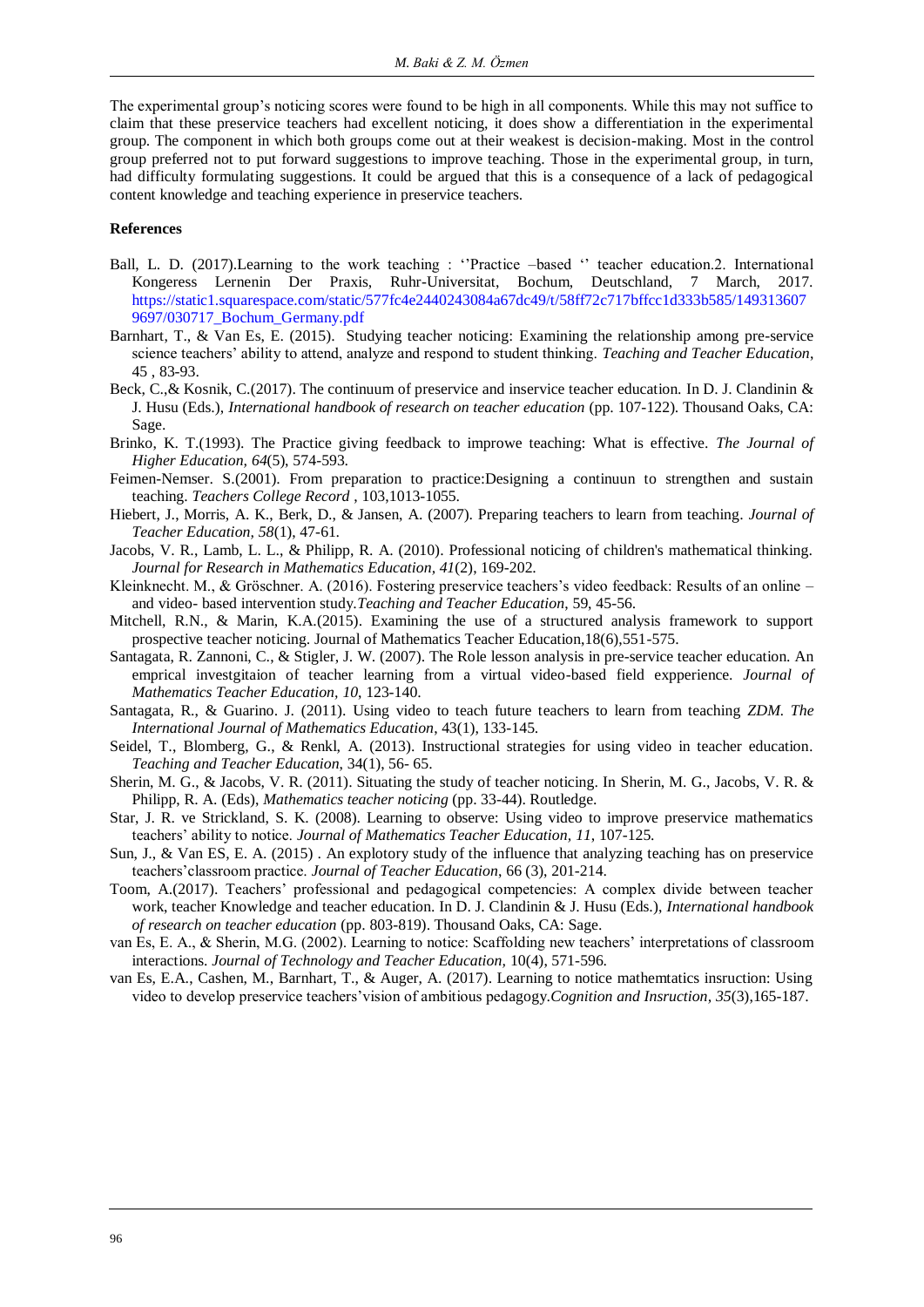The experimental group's noticing scores were found to be high in all components. While this may not suffice to claim that these preservice teachers had excellent noticing, it does show a differentiation in the experimental group. The component in which both groups come out at their weakest is decision-making. Most in the control group preferred not to put forward suggestions to improve teaching. Those in the experimental group, in turn, had difficulty formulating suggestions. It could be argued that this is a consequence of a lack of pedagogical content knowledge and teaching experience in preservice teachers.

**References**

Ball, L. D. (2017).Learning to the work teaching : ''Practice –based '' teacher education.2. International Kongeress Lernenin Der Praxis, Ruhr-Universitat, Bochum, Deutschland, 7 March, 2017. https://static1.squarespace.com/static/577fc4e2440243084a67dc49/t/58ff72c717bffcc1d333b585/1493136079697/030717_Bochum_Germany.pdf

Barnhart, T., & Van Es, E. (2015). Studying teacher noticing: Examining the relationship among pre-service science teachers' ability to attend, analyze and respond to student thinking. *Teaching and Teacher Education*, 45 , 83-93.

Beck, C.,& Kosnik, C.(2017). The continuum of preservice and inservice teacher education. In D. J. Clandinin & J. Husu (Eds.), *International handbook of research on teacher education* (pp. 107-122). Thousand Oaks, CA: Sage.

Brinko, K. T.(1993). The Practice giving feedback to improwe teaching: What is effective. *The Journal of Higher Education, 64*(5), 574-593.

Feimen-Nemser. S.(2001). From preparation to practice:Designing a continuun to strengthen and sustain teaching. *Teachers College Record* , 103,1013-1055.

Hiebert, J., Morris, A. K., Berk, D., & Jansen, A. (2007). Preparing teachers to learn from teaching. *Journal of Teacher Education, 58*(1), 47-61.

Jacobs, V. R., Lamb, L. L., & Philipp, R. A. (2010). Professional noticing of children's mathematical thinking. *Journal for Research in Mathematics Education, 41*(2), 169-202.

Kleinknecht. M., & Gröschner. A. (2016). Fostering preservice teachers's video feedback: Results of an online – and video- based intervention study.*Teaching and Teacher Education*, 59, 45-56.

Mitchell, R.N., & Marin, K.A.(2015). Examining the use of a structured analysis framework to support prospective teacher noticing. Journal of Mathematics Teacher Education,18(6),551-575.

Santagata, R. Zannoni, C., & Stigler, J. W. (2007). The Role lesson analysis in pre-service teacher education. An emprical investgitaion of teacher learning from a virtual video-based field expperience. *Journal of Mathematics Teacher Education, 10*, 123-140.

Santagata, R., & Guarino. J. (2011). Using video to teach future teachers to learn from teaching *ZDM. The International Journal of Mathematics Education*, 43(1), 133-145.

Seidel, T., Blomberg, G., & Renkl, A. (2013). Instructional strategies for using video in teacher education. *Teaching and Teacher Education*, 34(1), 56- 65.

Sherin, M. G., & Jacobs, V. R. (2011). Situating the study of teacher noticing. In Sherin, M. G., Jacobs, V. R. & Philipp, R. A. (Eds), *Mathematics teacher noticing* (pp. 33-44). Routledge.

Star, J. R. ve Strickland, S. K. (2008). Learning to observe: Using video to improve preservice mathematics teachers' ability to notice. *Journal of Mathematics Teacher Education, 11*, 107-125.

Sun, J., & Van ES, E. A. (2015) . An explotory study of the influence that analyzing teaching has on preservice teachers'classroom practice. *Journal of Teacher Education*, 66 (3), 201-214.

Toom, A.(2017). Teachers' professional and pedagogical competencies: A complex divide between teacher work, teacher Knowledge and teacher education. In D. J. Clandinin & J. Husu (Eds.), *International handbook of research on teacher education* (pp. 803-819). Thousand Oaks, CA: Sage.

van Es, E. A., & Sherin, M.G. (2002). Learning to notice: Scaffolding new teachers' interpretations of classroom interactions. *Journal of Technology and Teacher Education*, 10(4), 571-596.

van Es, E.A., Cashen, M., Barnhart, T., & Auger, A. (2017). Learning to notice mathemtatics insruction: Using video to develop preservice teachers'vision of ambitious pedagogy.*Cognition and Insruction, 35*(3),165-187.